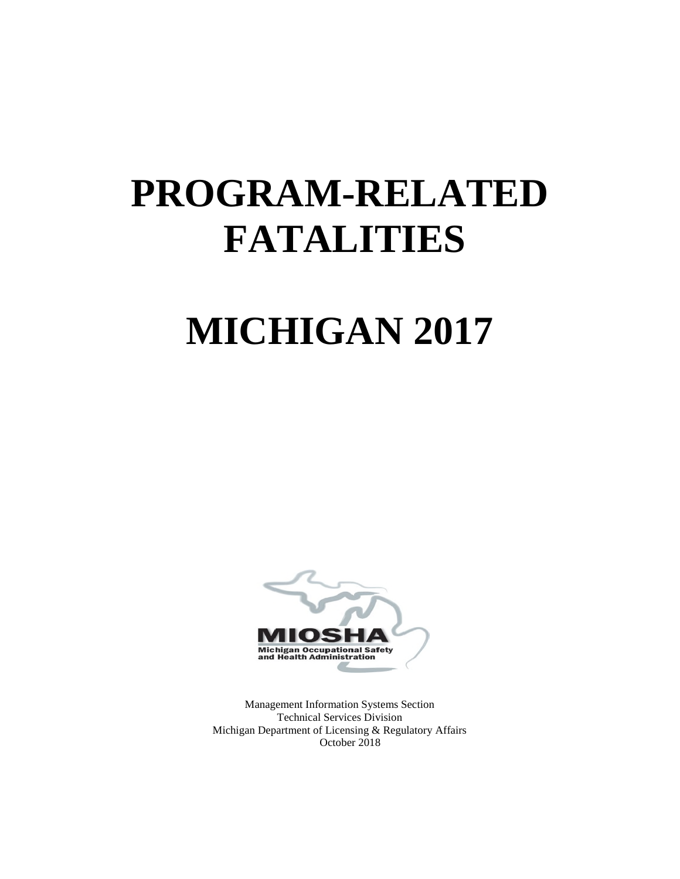# PROGRAM-RELATED FATALITIES

# MICHIGAN 2017

MIOSHA
Michigan Occupational Safety and Health Administration

Management Information Systems Section
Technical Services Division
Michigan Department of Licensing & Regulatory Affairs
October 2018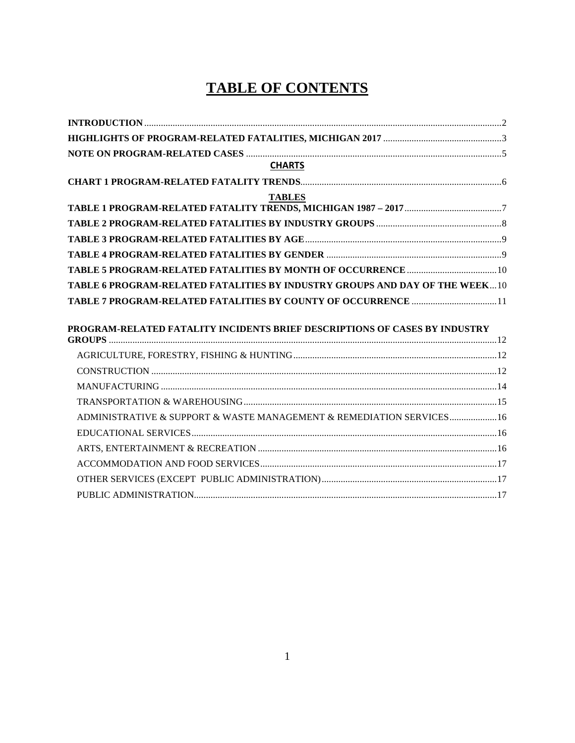# TABLE OF CONTENTS

**INTRODUCTION** .......... 2

**HIGHLIGHTS OF PROGRAM-RELATED FATALITIES, MICHIGAN 2017** .......... 3

**NOTE ON PROGRAM-RELATED CASES** .......... 5

**CHARTS**

**CHART 1 PROGRAM-RELATED FATALITY TRENDS** .......... 6

**TABLES**

**TABLE 1 PROGRAM-RELATED FATALITY TRENDS, MICHIGAN 1987 – 2017** .......... 7

**TABLE 2 PROGRAM-RELATED FATALITIES BY INDUSTRY GROUPS** .......... 8

**TABLE 3 PROGRAM-RELATED FATALITIES BY AGE** .......... 9

**TABLE 4 PROGRAM-RELATED FATALITIES BY GENDER** .......... 9

**TABLE 5 PROGRAM-RELATED FATALITIES BY MONTH OF OCCURRENCE** .......... 10

**TABLE 6 PROGRAM-RELATED FATALITIES BY INDUSTRY GROUPS AND DAY OF THE WEEK** .......... 10

**TABLE 7 PROGRAM-RELATED FATALITIES BY COUNTY OF OCCURRENCE** .......... 11

**PROGRAM-RELATED FATALITY INCIDENTS BRIEF DESCRIPTIONS OF CASES BY INDUSTRY GROUPS** .......... 12

- AGRICULTURE, FORESTRY, FISHING & HUNTING .......... 12
- CONSTRUCTION .......... 12
- MANUFACTURING .......... 14
- TRANSPORTATION & WAREHOUSING .......... 15
- ADMINISTRATIVE & SUPPORT & WASTE MANAGEMENT & REMEDIATION SERVICES .......... 16
- EDUCATIONAL SERVICES .......... 16
- ARTS, ENTERTAINMENT & RECREATION .......... 16
- ACCOMMODATION AND FOOD SERVICES .......... 17
- OTHER SERVICES (EXCEPT PUBLIC ADMINISTRATION) .......... 17
- PUBLIC ADMINISTRATION .......... 17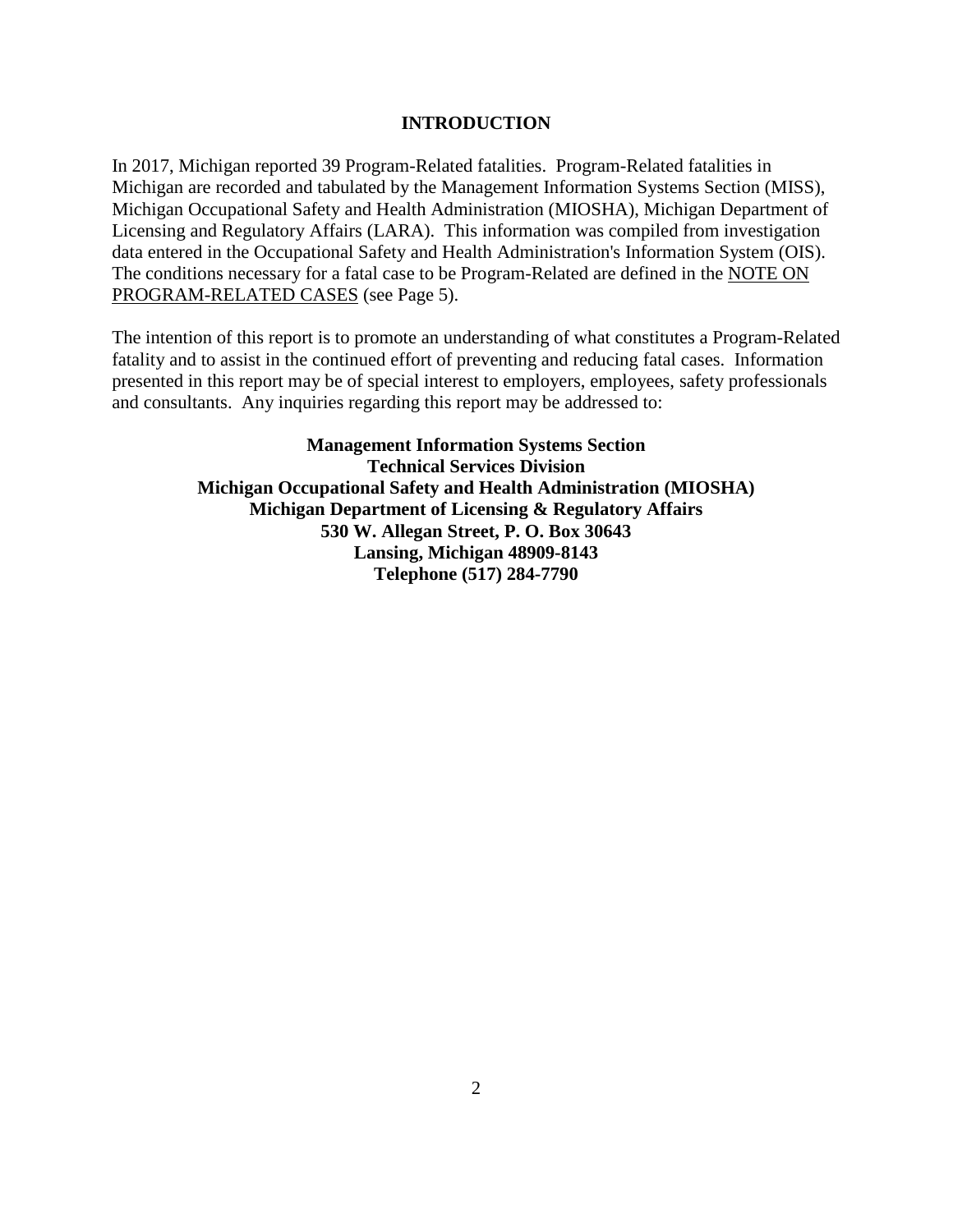# INTRODUCTION

In 2017, Michigan reported 39 Program-Related fatalities. Program-Related fatalities in Michigan are recorded and tabulated by the Management Information Systems Section (MISS), Michigan Occupational Safety and Health Administration (MIOSHA), Michigan Department of Licensing and Regulatory Affairs (LARA). This information was compiled from investigation data entered in the Occupational Safety and Health Administration's Information System (OIS). The conditions necessary for a fatal case to be Program-Related are defined in the NOTE ON PROGRAM-RELATED CASES (see Page 5).

The intention of this report is to promote an understanding of what constitutes a Program-Related fatality and to assist in the continued effort of preventing and reducing fatal cases. Information presented in this report may be of special interest to employers, employees, safety professionals and consultants. Any inquiries regarding this report may be addressed to:

**Management Information Systems Section**
**Technical Services Division**
**Michigan Occupational Safety and Health Administration (MIOSHA)**
**Michigan Department of Licensing & Regulatory Affairs**
**530 W. Allegan Street, P. O. Box 30643**
**Lansing, Michigan 48909-8143**
**Telephone (517) 284-7790**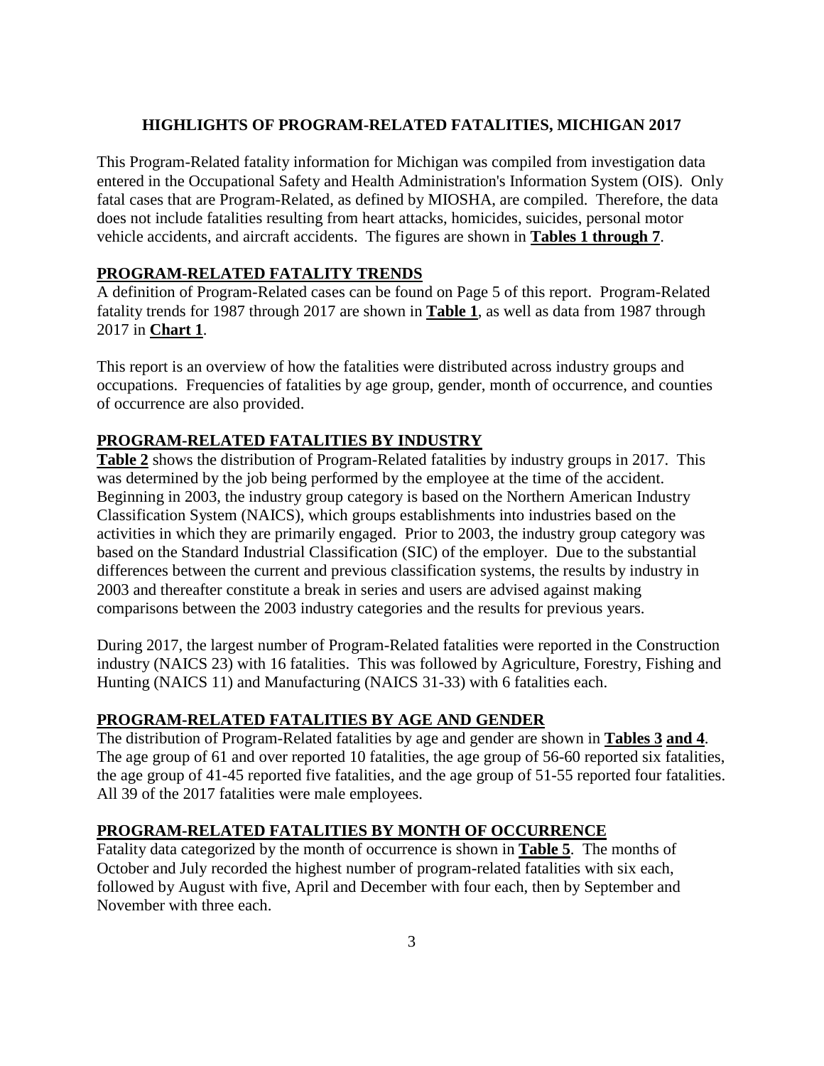## HIGHLIGHTS OF PROGRAM-RELATED FATALITIES, MICHIGAN 2017

This Program-Related fatality information for Michigan was compiled from investigation data entered in the Occupational Safety and Health Administration's Information System (OIS). Only fatal cases that are Program-Related, as defined by MIOSHA, are compiled. Therefore, the data does not include fatalities resulting from heart attacks, homicides, suicides, personal motor vehicle accidents, and aircraft accidents. The figures are shown in **Tables 1 through 7**.

### PROGRAM-RELATED FATALITY TRENDS

A definition of Program-Related cases can be found on Page 5 of this report. Program-Related fatality trends for 1987 through 2017 are shown in **Table 1**, as well as data from 1987 through 2017 in **Chart 1**.

This report is an overview of how the fatalities were distributed across industry groups and occupations. Frequencies of fatalities by age group, gender, month of occurrence, and counties of occurrence are also provided.

### PROGRAM-RELATED FATALITIES BY INDUSTRY

**Table 2** shows the distribution of Program-Related fatalities by industry groups in 2017. This was determined by the job being performed by the employee at the time of the accident. Beginning in 2003, the industry group category is based on the Northern American Industry Classification System (NAICS), which groups establishments into industries based on the activities in which they are primarily engaged. Prior to 2003, the industry group category was based on the Standard Industrial Classification (SIC) of the employer. Due to the substantial differences between the current and previous classification systems, the results by industry in 2003 and thereafter constitute a break in series and users are advised against making comparisons between the 2003 industry categories and the results for previous years.

During 2017, the largest number of Program-Related fatalities were reported in the Construction industry (NAICS 23) with 16 fatalities. This was followed by Agriculture, Forestry, Fishing and Hunting (NAICS 11) and Manufacturing (NAICS 31-33) with 6 fatalities each.

### PROGRAM-RELATED FATALITIES BY AGE AND GENDER

The distribution of Program-Related fatalities by age and gender are shown in **Tables 3 and 4**. The age group of 61 and over reported 10 fatalities, the age group of 56-60 reported six fatalities, the age group of 41-45 reported five fatalities, and the age group of 51-55 reported four fatalities. All 39 of the 2017 fatalities were male employees.

### PROGRAM-RELATED FATALITIES BY MONTH OF OCCURRENCE

Fatality data categorized by the month of occurrence is shown in **Table 5**. The months of October and July recorded the highest number of program-related fatalities with six each, followed by August with five, April and December with four each, then by September and November with three each.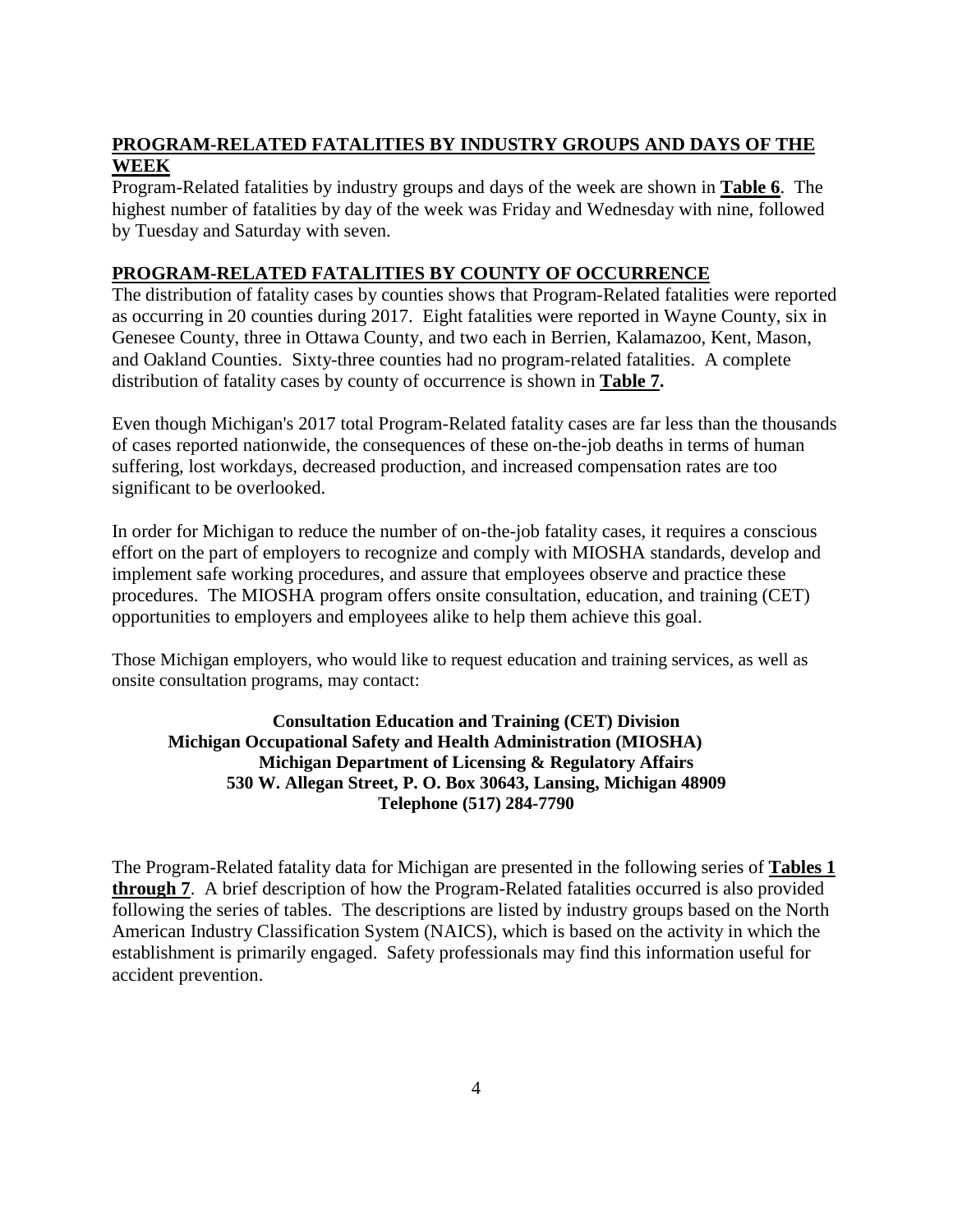## PROGRAM-RELATED FATALITIES BY INDUSTRY GROUPS AND DAYS OF THE WEEK

Program-Related fatalities by industry groups and days of the week are shown in **Table 6**. The highest number of fatalities by day of the week was Friday and Wednesday with nine, followed by Tuesday and Saturday with seven.

## PROGRAM-RELATED FATALITIES BY COUNTY OF OCCURRENCE

The distribution of fatality cases by counties shows that Program-Related fatalities were reported as occurring in 20 counties during 2017. Eight fatalities were reported in Wayne County, six in Genesee County, three in Ottawa County, and two each in Berrien, Kalamazoo, Kent, Mason, and Oakland Counties. Sixty-three counties had no program-related fatalities. A complete distribution of fatality cases by county of occurrence is shown in **Table 7.**

Even though Michigan's 2017 total Program-Related fatality cases are far less than the thousands of cases reported nationwide, the consequences of these on-the-job deaths in terms of human suffering, lost workdays, decreased production, and increased compensation rates are too significant to be overlooked.

In order for Michigan to reduce the number of on-the-job fatality cases, it requires a conscious effort on the part of employers to recognize and comply with MIOSHA standards, develop and implement safe working procedures, and assure that employees observe and practice these procedures. The MIOSHA program offers onsite consultation, education, and training (CET) opportunities to employers and employees alike to help them achieve this goal.

Those Michigan employers, who would like to request education and training services, as well as onsite consultation programs, may contact:

**Consultation Education and Training (CET) Division**
**Michigan Occupational Safety and Health Administration (MIOSHA)**
**Michigan Department of Licensing & Regulatory Affairs**
**530 W. Allegan Street, P. O. Box 30643, Lansing, Michigan 48909**
**Telephone (517) 284-7790**

The Program-Related fatality data for Michigan are presented in the following series of **Tables 1 through 7**. A brief description of how the Program-Related fatalities occurred is also provided following the series of tables. The descriptions are listed by industry groups based on the North American Industry Classification System (NAICS), which is based on the activity in which the establishment is primarily engaged. Safety professionals may find this information useful for accident prevention.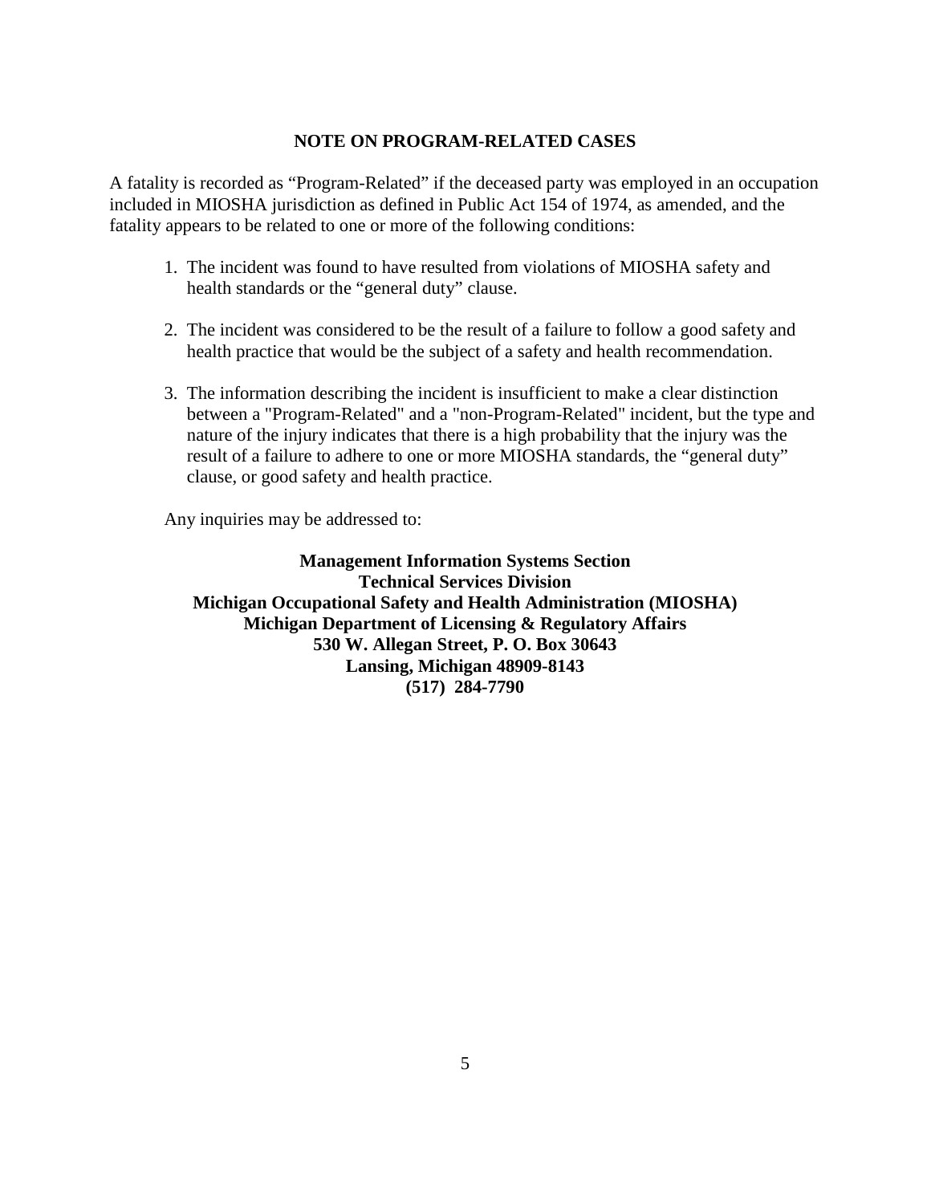## NOTE ON PROGRAM-RELATED CASES

A fatality is recorded as "Program-Related" if the deceased party was employed in an occupation included in MIOSHA jurisdiction as defined in Public Act 154 of 1974, as amended, and the fatality appears to be related to one or more of the following conditions:

1. The incident was found to have resulted from violations of MIOSHA safety and health standards or the "general duty" clause.

2. The incident was considered to be the result of a failure to follow a good safety and health practice that would be the subject of a safety and health recommendation.

3. The information describing the incident is insufficient to make a clear distinction between a "Program-Related" and a "non-Program-Related" incident, but the type and nature of the injury indicates that there is a high probability that the injury was the result of a failure to adhere to one or more MIOSHA standards, the "general duty" clause, or good safety and health practice.

Any inquiries may be addressed to:

**Management Information Systems Section**
**Technical Services Division**
**Michigan Occupational Safety and Health Administration (MIOSHA)**
**Michigan Department of Licensing & Regulatory Affairs**
**530 W. Allegan Street, P. O. Box 30643**
**Lansing, Michigan 48909-8143**
**(517) 284-7790**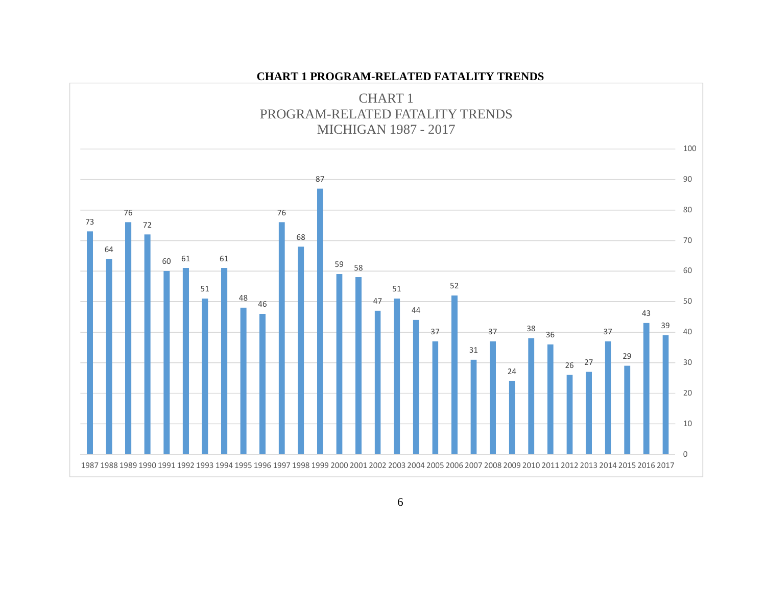**CHART 1 PROGRAM-RELATED FATALITY TRENDS**

CHART 1
PROGRAM-RELATED FATALITY TRENDS
MICHIGAN 1987 - 2017

73 64 76 72 60 61 51 61 48 46 76 68 87 59 58 47 51 44 37 52 31 37 24 38 36 26 27 37 29 43 39

0 10 20 30 40 50 60 70 80 90 100

1987 1988 1989 1990 1991 1992 1993 1994 1995 1996 1997 1998 1999 2000 2001 2002 2003 2004 2005 2006 2007 2008 2009 2010 2011 2012 2013 2014 2015 2016 2017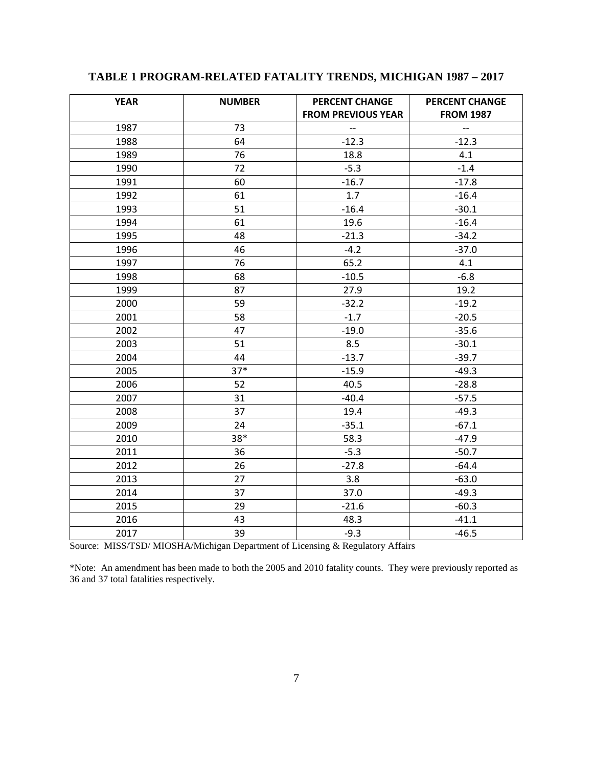## TABLE 1 PROGRAM-RELATED FATALITY TRENDS, MICHIGAN 1987 – 2017

| YEAR | NUMBER | PERCENT CHANGE FROM PREVIOUS YEAR | PERCENT CHANGE FROM 1987 |
|---|---|---|---|
| 1987 | 73 | -- | -- |
| 1988 | 64 | -12.3 | -12.3 |
| 1989 | 76 | 18.8 | 4.1 |
| 1990 | 72 | -5.3 | -1.4 |
| 1991 | 60 | -16.7 | -17.8 |
| 1992 | 61 | 1.7 | -16.4 |
| 1993 | 51 | -16.4 | -30.1 |
| 1994 | 61 | 19.6 | -16.4 |
| 1995 | 48 | -21.3 | -34.2 |
| 1996 | 46 | -4.2 | -37.0 |
| 1997 | 76 | 65.2 | 4.1 |
| 1998 | 68 | -10.5 | -6.8 |
| 1999 | 87 | 27.9 | 19.2 |
| 2000 | 59 | -32.2 | -19.2 |
| 2001 | 58 | -1.7 | -20.5 |
| 2002 | 47 | -19.0 | -35.6 |
| 2003 | 51 | 8.5 | -30.1 |
| 2004 | 44 | -13.7 | -39.7 |
| 2005 | 37* | -15.9 | -49.3 |
| 2006 | 52 | 40.5 | -28.8 |
| 2007 | 31 | -40.4 | -57.5 |
| 2008 | 37 | 19.4 | -49.3 |
| 2009 | 24 | -35.1 | -67.1 |
| 2010 | 38* | 58.3 | -47.9 |
| 2011 | 36 | -5.3 | -50.7 |
| 2012 | 26 | -27.8 | -64.4 |
| 2013 | 27 | 3.8 | -63.0 |
| 2014 | 37 | 37.0 | -49.3 |
| 2015 | 29 | -21.6 | -60.3 |
| 2016 | 43 | 48.3 | -41.1 |
| 2017 | 39 | -9.3 | -46.5 |

Source: MISS/TSD/ MIOSHA/Michigan Department of Licensing & Regulatory Affairs

*Note: An amendment has been made to both the 2005 and 2010 fatality counts. They were previously reported as 36 and 37 total fatalities respectively.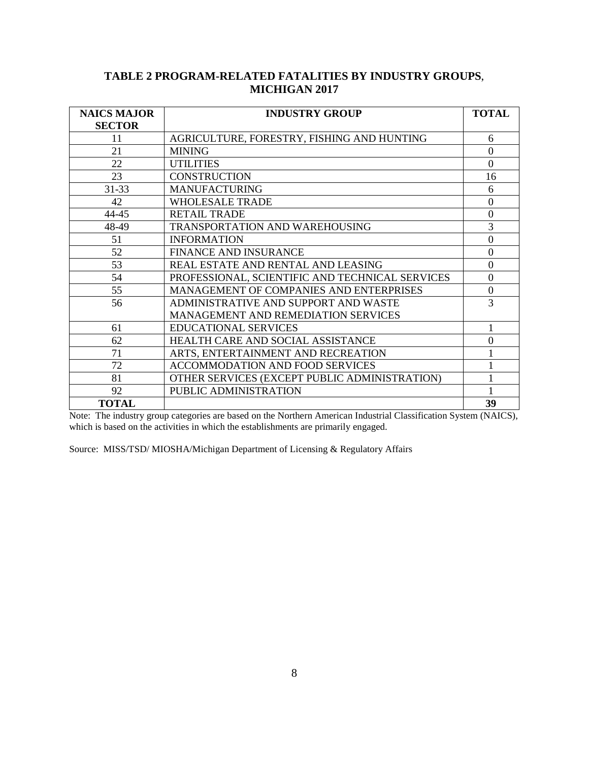## TABLE 2 PROGRAM-RELATED FATALITIES BY INDUSTRY GROUPS, MICHIGAN 2017

| NAICS MAJOR SECTOR | INDUSTRY GROUP | TOTAL |
|---|---|---|
| 11 | AGRICULTURE, FORESTRY, FISHING AND HUNTING | 6 |
| 21 | MINING | 0 |
| 22 | UTILITIES | 0 |
| 23 | CONSTRUCTION | 16 |
| 31-33 | MANUFACTURING | 6 |
| 42 | WHOLESALE TRADE | 0 |
| 44-45 | RETAIL TRADE | 0 |
| 48-49 | TRANSPORTATION AND WAREHOUSING | 3 |
| 51 | INFORMATION | 0 |
| 52 | FINANCE AND INSURANCE | 0 |
| 53 | REAL ESTATE AND RENTAL AND LEASING | 0 |
| 54 | PROFESSIONAL, SCIENTIFIC AND TECHNICAL SERVICES | 0 |
| 55 | MANAGEMENT OF COMPANIES AND ENTERPRISES | 0 |
| 56 | ADMINISTRATIVE AND SUPPORT AND WASTE MANAGEMENT AND REMEDIATION SERVICES | 3 |
| 61 | EDUCATIONAL SERVICES | 1 |
| 62 | HEALTH CARE AND SOCIAL ASSISTANCE | 0 |
| 71 | ARTS, ENTERTAINMENT AND RECREATION | 1 |
| 72 | ACCOMMODATION AND FOOD SERVICES | 1 |
| 81 | OTHER SERVICES (EXCEPT PUBLIC ADMINISTRATION) | 1 |
| 92 | PUBLIC ADMINISTRATION | 1 |
| **TOTAL** | | **39** |

Note: The industry group categories are based on the Northern American Industrial Classification System (NAICS), which is based on the activities in which the establishments are primarily engaged.

Source: MISS/TSD/ MIOSHA/Michigan Department of Licensing & Regulatory Affairs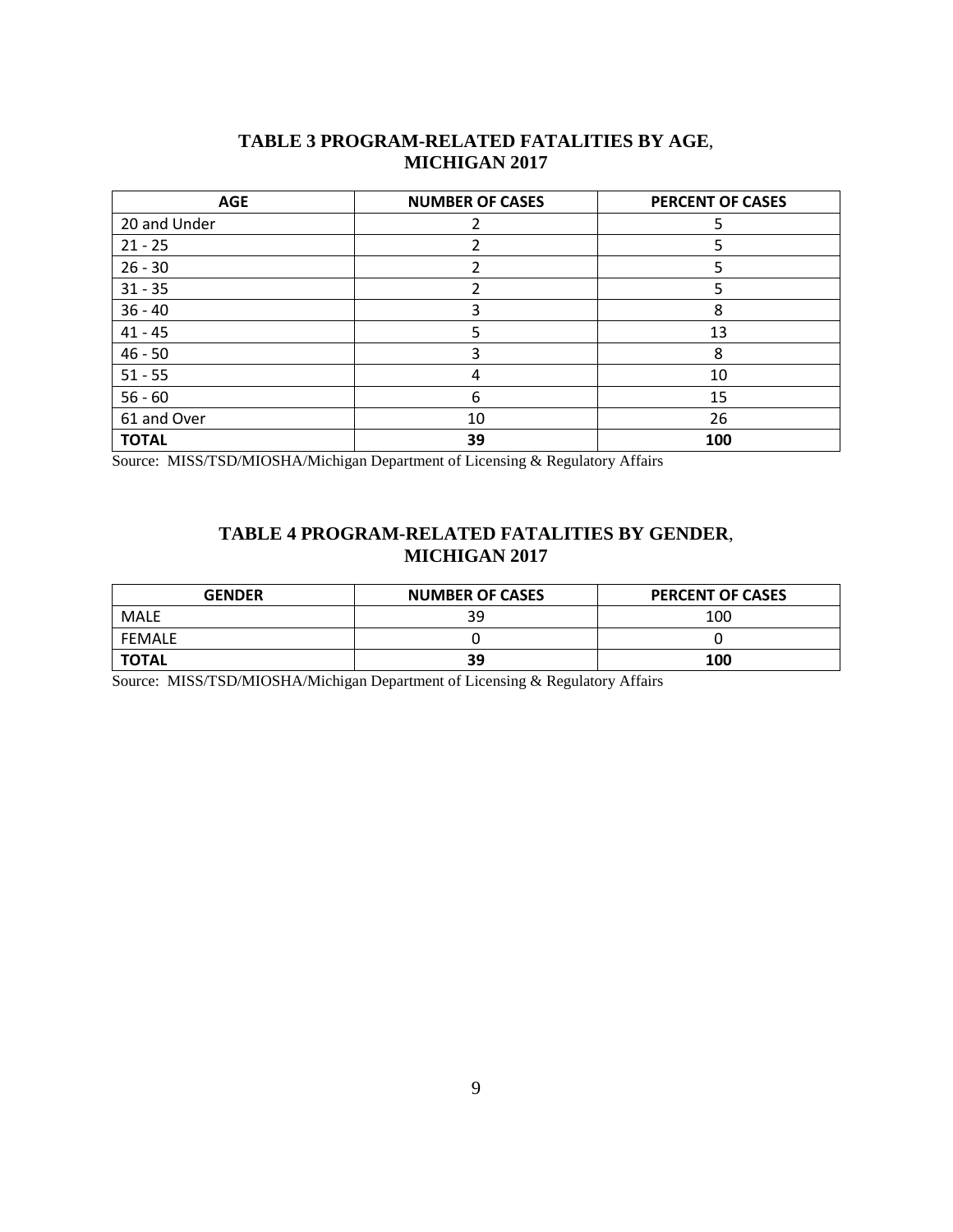## TABLE 3 PROGRAM-RELATED FATALITIES BY AGE, MICHIGAN 2017

| AGE | NUMBER OF CASES | PERCENT OF CASES |
|---|---|---|
| 20 and Under | 2 | 5 |
| 21 - 25 | 2 | 5 |
| 26 - 30 | 2 | 5 |
| 31 - 35 | 2 | 5 |
| 36 - 40 | 3 | 8 |
| 41 - 45 | 5 | 13 |
| 46 - 50 | 3 | 8 |
| 51 - 55 | 4 | 10 |
| 56 - 60 | 6 | 15 |
| 61 and Over | 10 | 26 |
| **TOTAL** | **39** | **100** |

Source: MISS/TSD/MIOSHA/Michigan Department of Licensing & Regulatory Affairs

## TABLE 4 PROGRAM-RELATED FATALITIES BY GENDER, MICHIGAN 2017

| GENDER | NUMBER OF CASES | PERCENT OF CASES |
|---|---|---|
| MALE | 39 | 100 |
| FEMALE | 0 | 0 |
| **TOTAL** | **39** | **100** |

Source: MISS/TSD/MIOSHA/Michigan Department of Licensing & Regulatory Affairs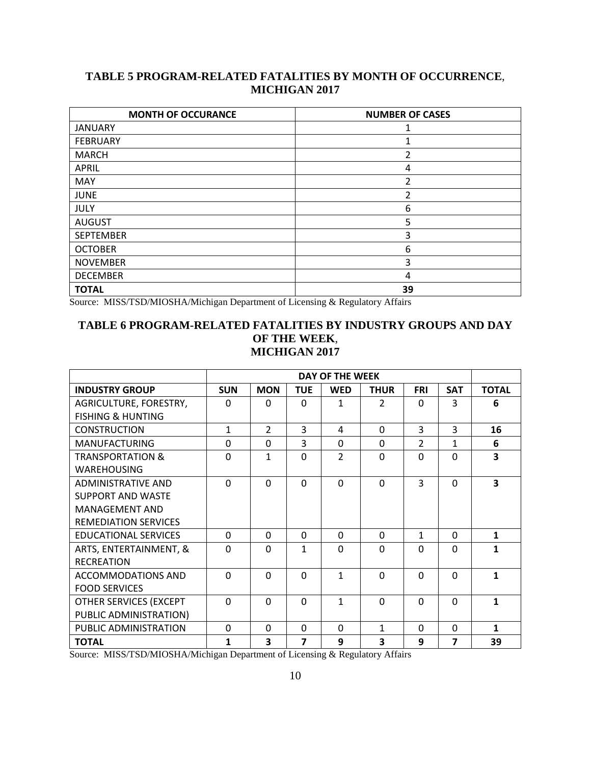## TABLE 5 PROGRAM-RELATED FATALITIES BY MONTH OF OCCURRENCE, MICHIGAN 2017

| MONTH OF OCCURANCE | NUMBER OF CASES |
|---|---|
| JANUARY | 1 |
| FEBRUARY | 1 |
| MARCH | 2 |
| APRIL | 4 |
| MAY | 2 |
| JUNE | 2 |
| JULY | 6 |
| AUGUST | 5 |
| SEPTEMBER | 3 |
| OCTOBER | 6 |
| NOVEMBER | 3 |
| DECEMBER | 4 |
| **TOTAL** | **39** |

Source: MISS/TSD/MIOSHA/Michigan Department of Licensing & Regulatory Affairs

## TABLE 6 PROGRAM-RELATED FATALITIES BY INDUSTRY GROUPS AND DAY OF THE WEEK, MICHIGAN 2017

| | DAY OF THE WEEK | | | | | | | |
|---|---|---|---|---|---|---|---|---|
| **INDUSTRY GROUP** | **SUN** | **MON** | **TUE** | **WED** | **THUR** | **FRI** | **SAT** | **TOTAL** |
| AGRICULTURE, FORESTRY, FISHING & HUNTING | 0 | 0 | 0 | 1 | 2 | 0 | 3 | **6** |
| CONSTRUCTION | 1 | 2 | 3 | 4 | 0 | 3 | 3 | **16** |
| MANUFACTURING | 0 | 0 | 3 | 0 | 0 | 2 | 1 | **6** |
| TRANSPORTATION & WAREHOUSING | 0 | 1 | 0 | 2 | 0 | 0 | 0 | **3** |
| ADMINISTRATIVE AND SUPPORT AND WASTE MANAGEMENT AND REMEDIATION SERVICES | 0 | 0 | 0 | 0 | 0 | 3 | 0 | **3** |
| EDUCATIONAL SERVICES | 0 | 0 | 0 | 0 | 0 | 1 | 0 | **1** |
| ARTS, ENTERTAINMENT, & RECREATION | 0 | 0 | 1 | 0 | 0 | 0 | 0 | **1** |
| ACCOMMODATIONS AND FOOD SERVICES | 0 | 0 | 0 | 1 | 0 | 0 | 0 | **1** |
| OTHER SERVICES (EXCEPT PUBLIC ADMINISTRATION) | 0 | 0 | 0 | 1 | 0 | 0 | 0 | **1** |
| PUBLIC ADMINISTRATION | 0 | 0 | 0 | 0 | 1 | 0 | 0 | **1** |
| **TOTAL** | **1** | **3** | **7** | **9** | **3** | **9** | **7** | **39** |

Source: MISS/TSD/MIOSHA/Michigan Department of Licensing & Regulatory Affairs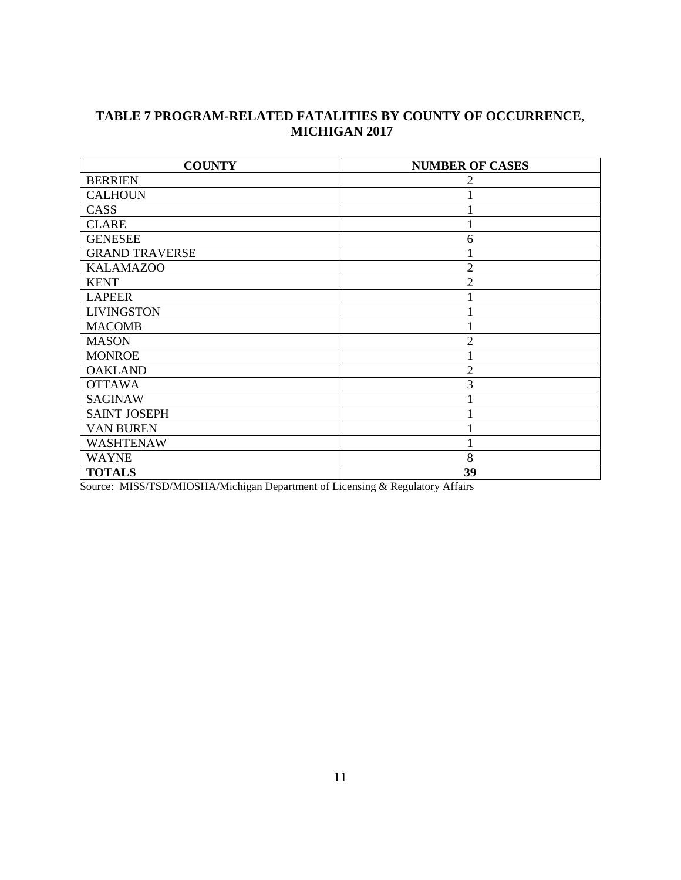## TABLE 7 PROGRAM-RELATED FATALITIES BY COUNTY OF OCCURRENCE, MICHIGAN 2017

| COUNTY | NUMBER OF CASES |
|---|---|
| BERRIEN | 2 |
| CALHOUN | 1 |
| CASS | 1 |
| CLARE | 1 |
| GENESEE | 6 |
| GRAND TRAVERSE | 1 |
| KALAMAZOO | 2 |
| KENT | 2 |
| LAPEER | 1 |
| LIVINGSTON | 1 |
| MACOMB | 1 |
| MASON | 2 |
| MONROE | 1 |
| OAKLAND | 2 |
| OTTAWA | 3 |
| SAGINAW | 1 |
| SAINT JOSEPH | 1 |
| VAN BUREN | 1 |
| WASHTENAW | 1 |
| WAYNE | 8 |
| **TOTALS** | **39** |

Source: MISS/TSD/MIOSHA/Michigan Department of Licensing & Regulatory Affairs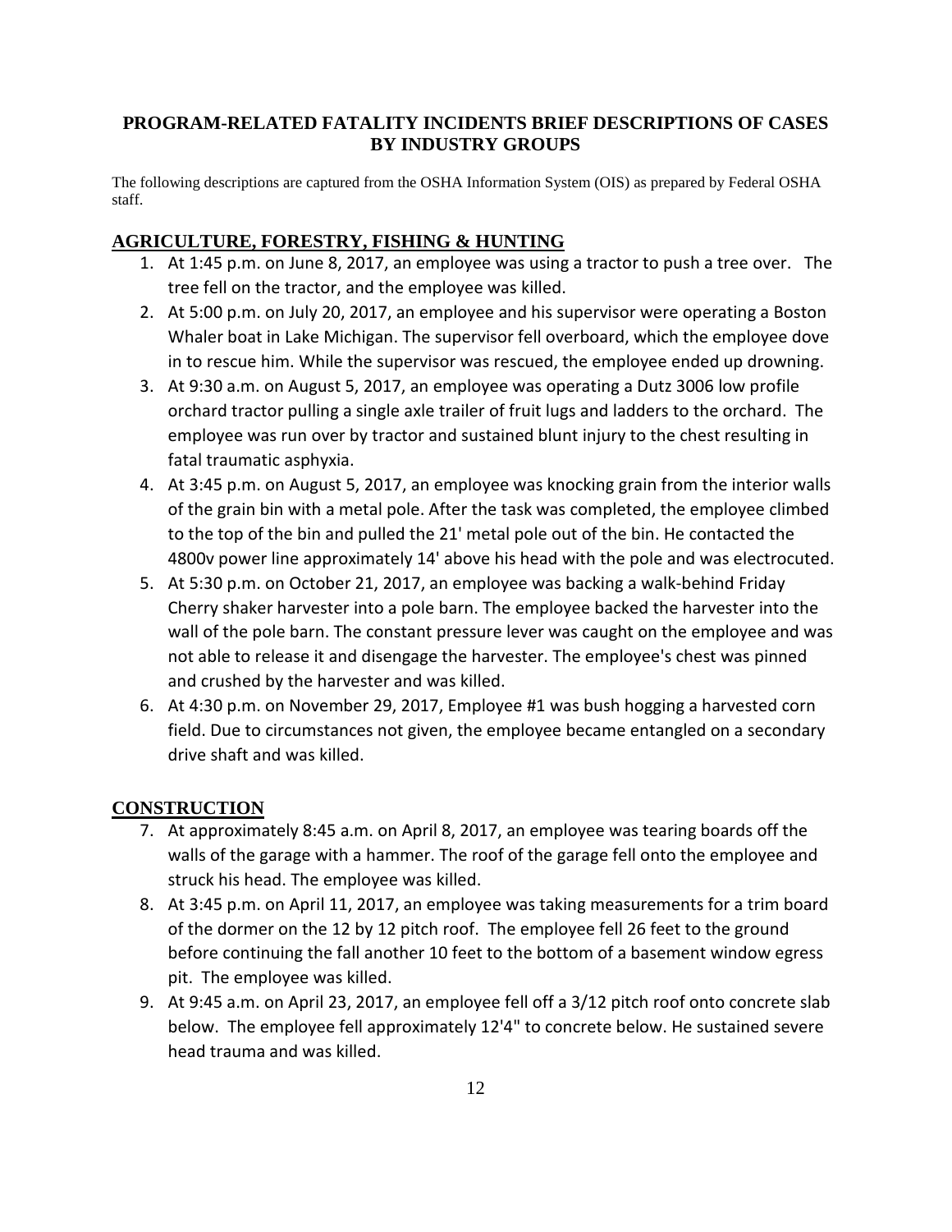## PROGRAM-RELATED FATALITY INCIDENTS BRIEF DESCRIPTIONS OF CASES BY INDUSTRY GROUPS

The following descriptions are captured from the OSHA Information System (OIS) as prepared by Federal OSHA staff.

### AGRICULTURE, FORESTRY, FISHING & HUNTING

1. At 1:45 p.m. on June 8, 2017, an employee was using a tractor to push a tree over. The tree fell on the tractor, and the employee was killed.
2. At 5:00 p.m. on July 20, 2017, an employee and his supervisor were operating a Boston Whaler boat in Lake Michigan. The supervisor fell overboard, which the employee dove in to rescue him. While the supervisor was rescued, the employee ended up drowning.
3. At 9:30 a.m. on August 5, 2017, an employee was operating a Dutz 3006 low profile orchard tractor pulling a single axle trailer of fruit lugs and ladders to the orchard. The employee was run over by tractor and sustained blunt injury to the chest resulting in fatal traumatic asphyxia.
4. At 3:45 p.m. on August 5, 2017, an employee was knocking grain from the interior walls of the grain bin with a metal pole. After the task was completed, the employee climbed to the top of the bin and pulled the 21' metal pole out of the bin. He contacted the 4800v power line approximately 14' above his head with the pole and was electrocuted.
5. At 5:30 p.m. on October 21, 2017, an employee was backing a walk-behind Friday Cherry shaker harvester into a pole barn. The employee backed the harvester into the wall of the pole barn. The constant pressure lever was caught on the employee and was not able to release it and disengage the harvester. The employee's chest was pinned and crushed by the harvester and was killed.
6. At 4:30 p.m. on November 29, 2017, Employee #1 was bush hogging a harvested corn field. Due to circumstances not given, the employee became entangled on a secondary drive shaft and was killed.

### CONSTRUCTION

7. At approximately 8:45 a.m. on April 8, 2017, an employee was tearing boards off the walls of the garage with a hammer. The roof of the garage fell onto the employee and struck his head. The employee was killed.
8. At 3:45 p.m. on April 11, 2017, an employee was taking measurements for a trim board of the dormer on the 12 by 12 pitch roof. The employee fell 26 feet to the ground before continuing the fall another 10 feet to the bottom of a basement window egress pit. The employee was killed.
9. At 9:45 a.m. on April 23, 2017, an employee fell off a 3/12 pitch roof onto concrete slab below. The employee fell approximately 12'4" to concrete below. He sustained severe head trauma and was killed.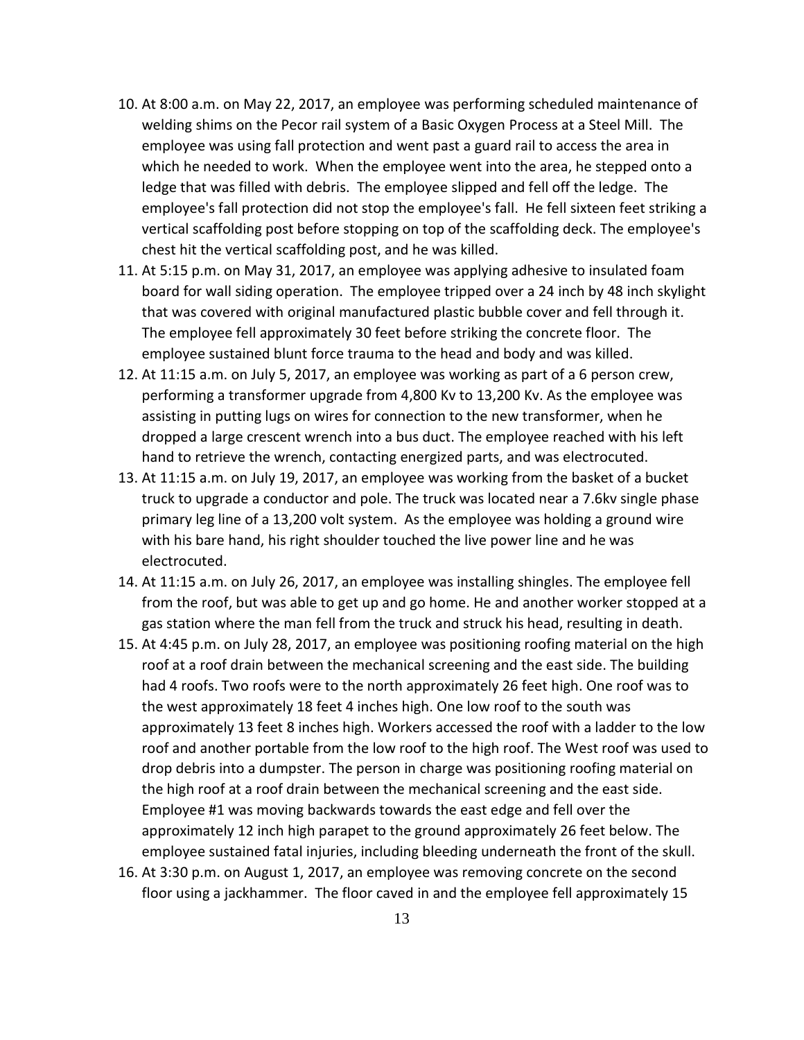10. At 8:00 a.m. on May 22, 2017, an employee was performing scheduled maintenance of welding shims on the Pecor rail system of a Basic Oxygen Process at a Steel Mill. The employee was using fall protection and went past a guard rail to access the area in which he needed to work. When the employee went into the area, he stepped onto a ledge that was filled with debris. The employee slipped and fell off the ledge. The employee's fall protection did not stop the employee's fall. He fell sixteen feet striking a vertical scaffolding post before stopping on top of the scaffolding deck. The employee's chest hit the vertical scaffolding post, and he was killed.
11. At 5:15 p.m. on May 31, 2017, an employee was applying adhesive to insulated foam board for wall siding operation. The employee tripped over a 24 inch by 48 inch skylight that was covered with original manufactured plastic bubble cover and fell through it. The employee fell approximately 30 feet before striking the concrete floor. The employee sustained blunt force trauma to the head and body and was killed.
12. At 11:15 a.m. on July 5, 2017, an employee was working as part of a 6 person crew, performing a transformer upgrade from 4,800 Kv to 13,200 Kv. As the employee was assisting in putting lugs on wires for connection to the new transformer, when he dropped a large crescent wrench into a bus duct. The employee reached with his left hand to retrieve the wrench, contacting energized parts, and was electrocuted.
13. At 11:15 a.m. on July 19, 2017, an employee was working from the basket of a bucket truck to upgrade a conductor and pole. The truck was located near a 7.6kv single phase primary leg line of a 13,200 volt system. As the employee was holding a ground wire with his bare hand, his right shoulder touched the live power line and he was electrocuted.
14. At 11:15 a.m. on July 26, 2017, an employee was installing shingles. The employee fell from the roof, but was able to get up and go home. He and another worker stopped at a gas station where the man fell from the truck and struck his head, resulting in death.
15. At 4:45 p.m. on July 28, 2017, an employee was positioning roofing material on the high roof at a roof drain between the mechanical screening and the east side. The building had 4 roofs. Two roofs were to the north approximately 26 feet high. One roof was to the west approximately 18 feet 4 inches high. One low roof to the south was approximately 13 feet 8 inches high. Workers accessed the roof with a ladder to the low roof and another portable from the low roof to the high roof. The West roof was used to drop debris into a dumpster. The person in charge was positioning roofing material on the high roof at a roof drain between the mechanical screening and the east side. Employee #1 was moving backwards towards the east edge and fell over the approximately 12 inch high parapet to the ground approximately 26 feet below. The employee sustained fatal injuries, including bleeding underneath the front of the skull.
16. At 3:30 p.m. on August 1, 2017, an employee was removing concrete on the second floor using a jackhammer. The floor caved in and the employee fell approximately 15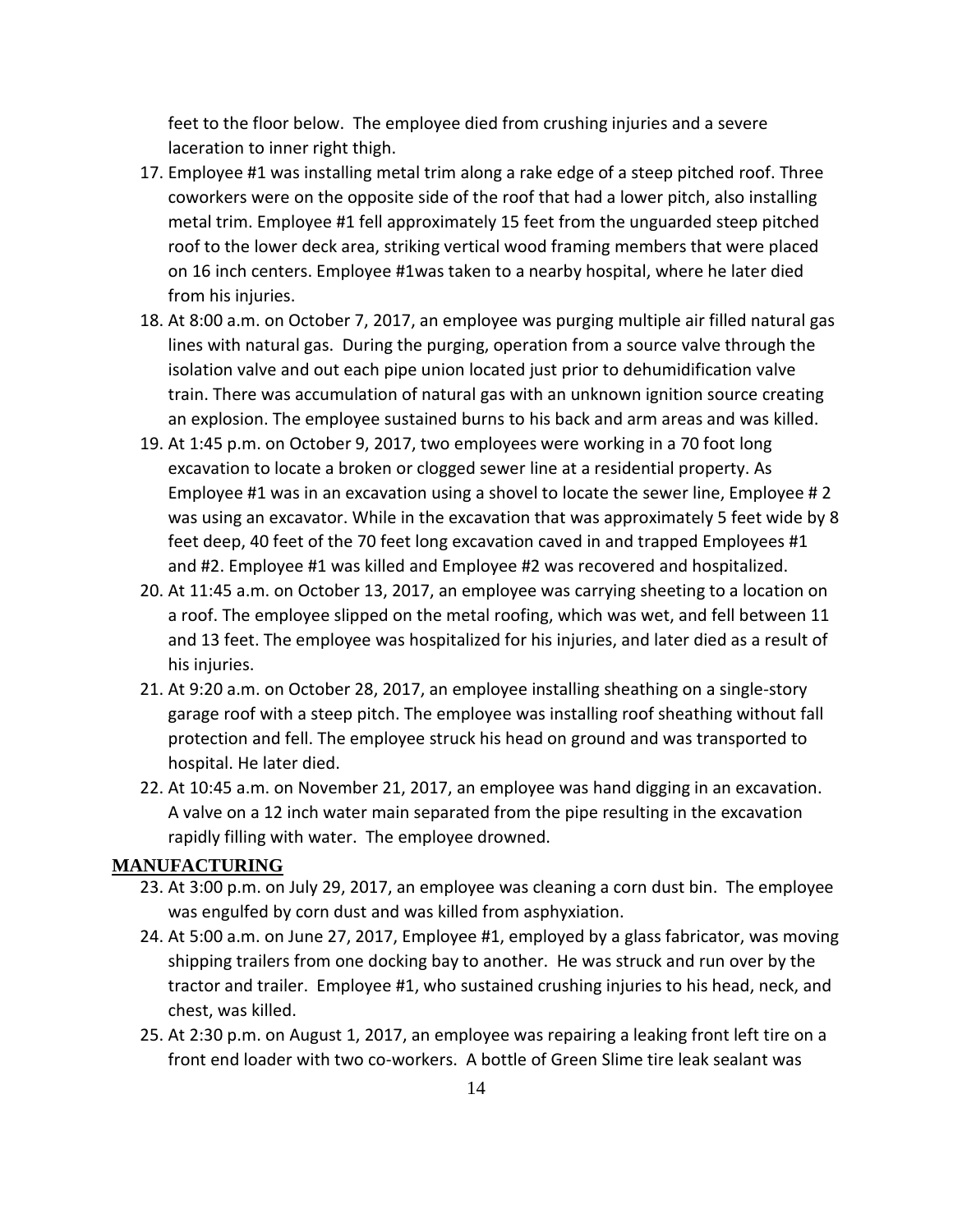feet to the floor below. The employee died from crushing injuries and a severe laceration to inner right thigh.

17. Employee #1 was installing metal trim along a rake edge of a steep pitched roof. Three coworkers were on the opposite side of the roof that had a lower pitch, also installing metal trim. Employee #1 fell approximately 15 feet from the unguarded steep pitched roof to the lower deck area, striking vertical wood framing members that were placed on 16 inch centers. Employee #1was taken to a nearby hospital, where he later died from his injuries.
18. At 8:00 a.m. on October 7, 2017, an employee was purging multiple air filled natural gas lines with natural gas. During the purging, operation from a source valve through the isolation valve and out each pipe union located just prior to dehumidification valve train. There was accumulation of natural gas with an unknown ignition source creating an explosion. The employee sustained burns to his back and arm areas and was killed.
19. At 1:45 p.m. on October 9, 2017, two employees were working in a 70 foot long excavation to locate a broken or clogged sewer line at a residential property. As Employee #1 was in an excavation using a shovel to locate the sewer line, Employee # 2 was using an excavator. While in the excavation that was approximately 5 feet wide by 8 feet deep, 40 feet of the 70 feet long excavation caved in and trapped Employees #1 and #2. Employee #1 was killed and Employee #2 was recovered and hospitalized.
20. At 11:45 a.m. on October 13, 2017, an employee was carrying sheeting to a location on a roof. The employee slipped on the metal roofing, which was wet, and fell between 11 and 13 feet. The employee was hospitalized for his injuries, and later died as a result of his injuries.
21. At 9:20 a.m. on October 28, 2017, an employee installing sheathing on a single-story garage roof with a steep pitch. The employee was installing roof sheathing without fall protection and fell. The employee struck his head on ground and was transported to hospital. He later died.
22. At 10:45 a.m. on November 21, 2017, an employee was hand digging in an excavation. A valve on a 12 inch water main separated from the pipe resulting in the excavation rapidly filling with water. The employee drowned.

## MANUFACTURING

23. At 3:00 p.m. on July 29, 2017, an employee was cleaning a corn dust bin. The employee was engulfed by corn dust and was killed from asphyxiation.
24. At 5:00 a.m. on June 27, 2017, Employee #1, employed by a glass fabricator, was moving shipping trailers from one docking bay to another. He was struck and run over by the tractor and trailer. Employee #1, who sustained crushing injuries to his head, neck, and chest, was killed.
25. At 2:30 p.m. on August 1, 2017, an employee was repairing a leaking front left tire on a front end loader with two co-workers. A bottle of Green Slime tire leak sealant was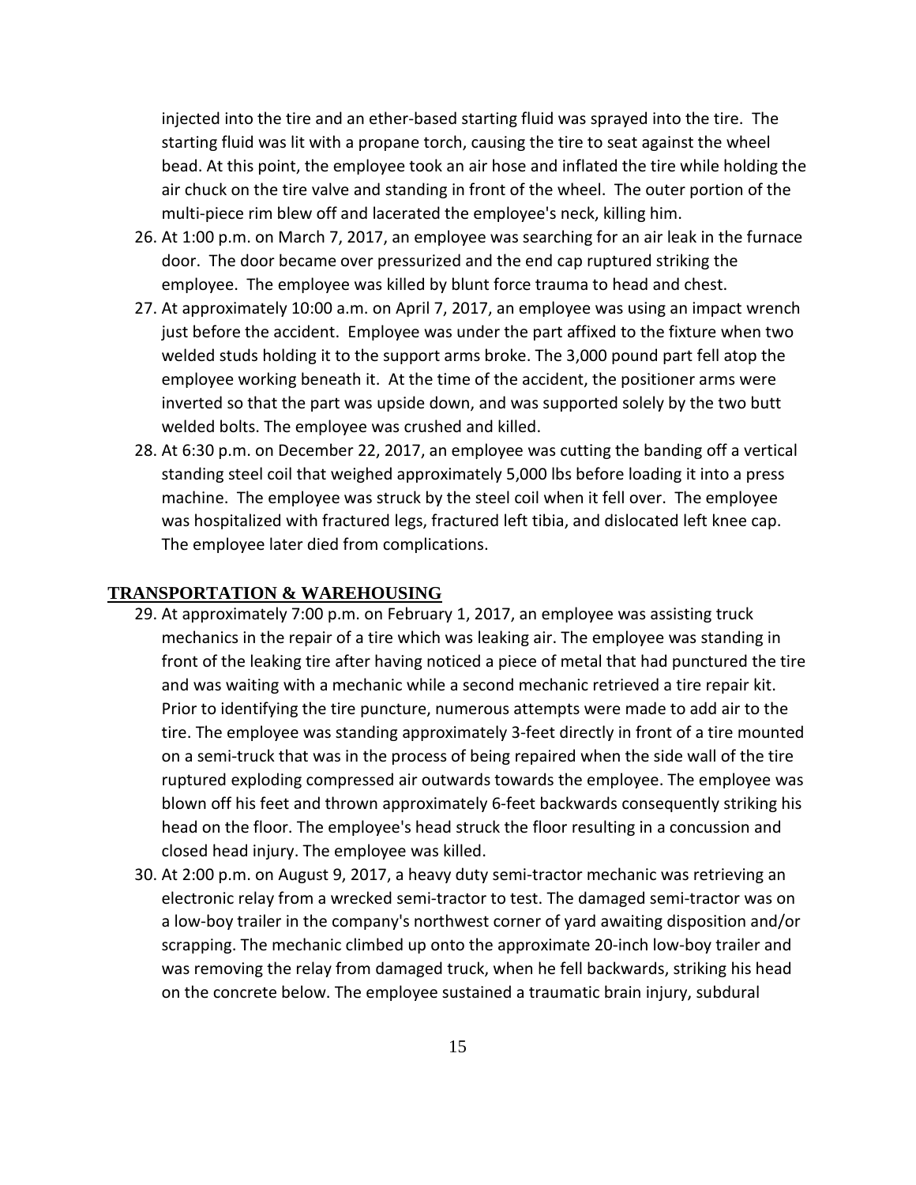injected into the tire and an ether-based starting fluid was sprayed into the tire. The starting fluid was lit with a propane torch, causing the tire to seat against the wheel bead. At this point, the employee took an air hose and inflated the tire while holding the air chuck on the tire valve and standing in front of the wheel. The outer portion of the multi-piece rim blew off and lacerated the employee's neck, killing him.

26. At 1:00 p.m. on March 7, 2017, an employee was searching for an air leak in the furnace door. The door became over pressurized and the end cap ruptured striking the employee. The employee was killed by blunt force trauma to head and chest.
27. At approximately 10:00 a.m. on April 7, 2017, an employee was using an impact wrench just before the accident. Employee was under the part affixed to the fixture when two welded studs holding it to the support arms broke. The 3,000 pound part fell atop the employee working beneath it. At the time of the accident, the positioner arms were inverted so that the part was upside down, and was supported solely by the two butt welded bolts. The employee was crushed and killed.
28. At 6:30 p.m. on December 22, 2017, an employee was cutting the banding off a vertical standing steel coil that weighed approximately 5,000 lbs before loading it into a press machine. The employee was struck by the steel coil when it fell over. The employee was hospitalized with fractured legs, fractured left tibia, and dislocated left knee cap. The employee later died from complications.

## TRANSPORTATION & WAREHOUSING

29. At approximately 7:00 p.m. on February 1, 2017, an employee was assisting truck mechanics in the repair of a tire which was leaking air. The employee was standing in front of the leaking tire after having noticed a piece of metal that had punctured the tire and was waiting with a mechanic while a second mechanic retrieved a tire repair kit. Prior to identifying the tire puncture, numerous attempts were made to add air to the tire. The employee was standing approximately 3-feet directly in front of a tire mounted on a semi-truck that was in the process of being repaired when the side wall of the tire ruptured exploding compressed air outwards towards the employee. The employee was blown off his feet and thrown approximately 6-feet backwards consequently striking his head on the floor. The employee's head struck the floor resulting in a concussion and closed head injury. The employee was killed.
30. At 2:00 p.m. on August 9, 2017, a heavy duty semi-tractor mechanic was retrieving an electronic relay from a wrecked semi-tractor to test. The damaged semi-tractor was on a low-boy trailer in the company's northwest corner of yard awaiting disposition and/or scrapping. The mechanic climbed up onto the approximate 20-inch low-boy trailer and was removing the relay from damaged truck, when he fell backwards, striking his head on the concrete below. The employee sustained a traumatic brain injury, subdural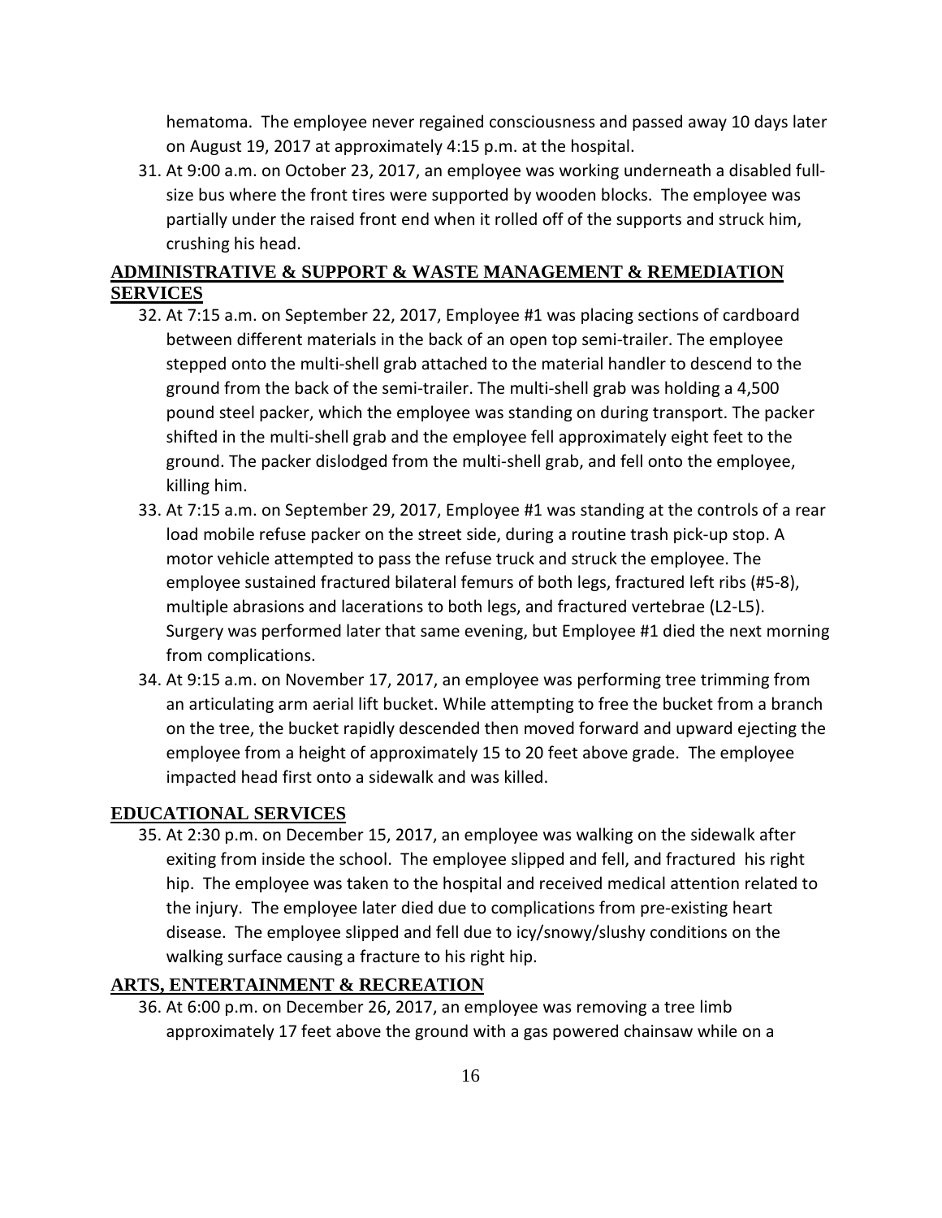hematoma. The employee never regained consciousness and passed away 10 days later on August 19, 2017 at approximately 4:15 p.m. at the hospital.

31. At 9:00 a.m. on October 23, 2017, an employee was working underneath a disabled full-size bus where the front tires were supported by wooden blocks. The employee was partially under the raised front end when it rolled off of the supports and struck him, crushing his head.

## ADMINISTRATIVE & SUPPORT & WASTE MANAGEMENT & REMEDIATION SERVICES

32. At 7:15 a.m. on September 22, 2017, Employee #1 was placing sections of cardboard between different materials in the back of an open top semi-trailer. The employee stepped onto the multi-shell grab attached to the material handler to descend to the ground from the back of the semi-trailer. The multi-shell grab was holding a 4,500 pound steel packer, which the employee was standing on during transport. The packer shifted in the multi-shell grab and the employee fell approximately eight feet to the ground. The packer dislodged from the multi-shell grab, and fell onto the employee, killing him.
33. At 7:15 a.m. on September 29, 2017, Employee #1 was standing at the controls of a rear load mobile refuse packer on the street side, during a routine trash pick-up stop. A motor vehicle attempted to pass the refuse truck and struck the employee. The employee sustained fractured bilateral femurs of both legs, fractured left ribs (#5-8), multiple abrasions and lacerations to both legs, and fractured vertebrae (L2-L5). Surgery was performed later that same evening, but Employee #1 died the next morning from complications.
34. At 9:15 a.m. on November 17, 2017, an employee was performing tree trimming from an articulating arm aerial lift bucket. While attempting to free the bucket from a branch on the tree, the bucket rapidly descended then moved forward and upward ejecting the employee from a height of approximately 15 to 20 feet above grade. The employee impacted head first onto a sidewalk and was killed.

## EDUCATIONAL SERVICES

35. At 2:30 p.m. on December 15, 2017, an employee was walking on the sidewalk after exiting from inside the school. The employee slipped and fell, and fractured his right hip. The employee was taken to the hospital and received medical attention related to the injury. The employee later died due to complications from pre-existing heart disease. The employee slipped and fell due to icy/snowy/slushy conditions on the walking surface causing a fracture to his right hip.

## ARTS, ENTERTAINMENT & RECREATION

36. At 6:00 p.m. on December 26, 2017, an employee was removing a tree limb approximately 17 feet above the ground with a gas powered chainsaw while on a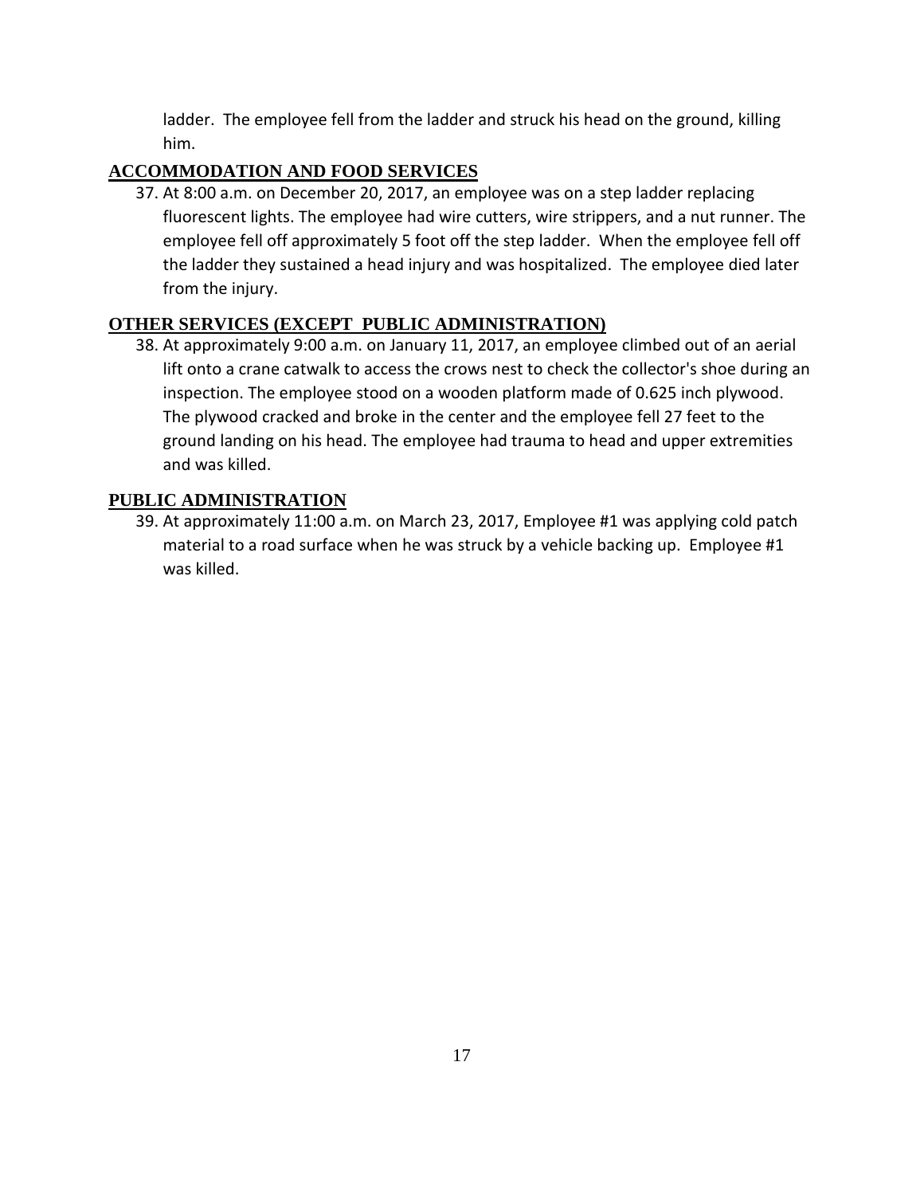ladder. The employee fell from the ladder and struck his head on the ground, killing him.

## ACCOMMODATION AND FOOD SERVICES

37. At 8:00 a.m. on December 20, 2017, an employee was on a step ladder replacing fluorescent lights. The employee had wire cutters, wire strippers, and a nut runner. The employee fell off approximately 5 foot off the step ladder. When the employee fell off the ladder they sustained a head injury and was hospitalized. The employee died later from the injury.

## OTHER SERVICES (EXCEPT PUBLIC ADMINISTRATION)

38. At approximately 9:00 a.m. on January 11, 2017, an employee climbed out of an aerial lift onto a crane catwalk to access the crows nest to check the collector's shoe during an inspection. The employee stood on a wooden platform made of 0.625 inch plywood. The plywood cracked and broke in the center and the employee fell 27 feet to the ground landing on his head. The employee had trauma to head and upper extremities and was killed.

## PUBLIC ADMINISTRATION

39. At approximately 11:00 a.m. on March 23, 2017, Employee #1 was applying cold patch material to a road surface when he was struck by a vehicle backing up. Employee #1 was killed.